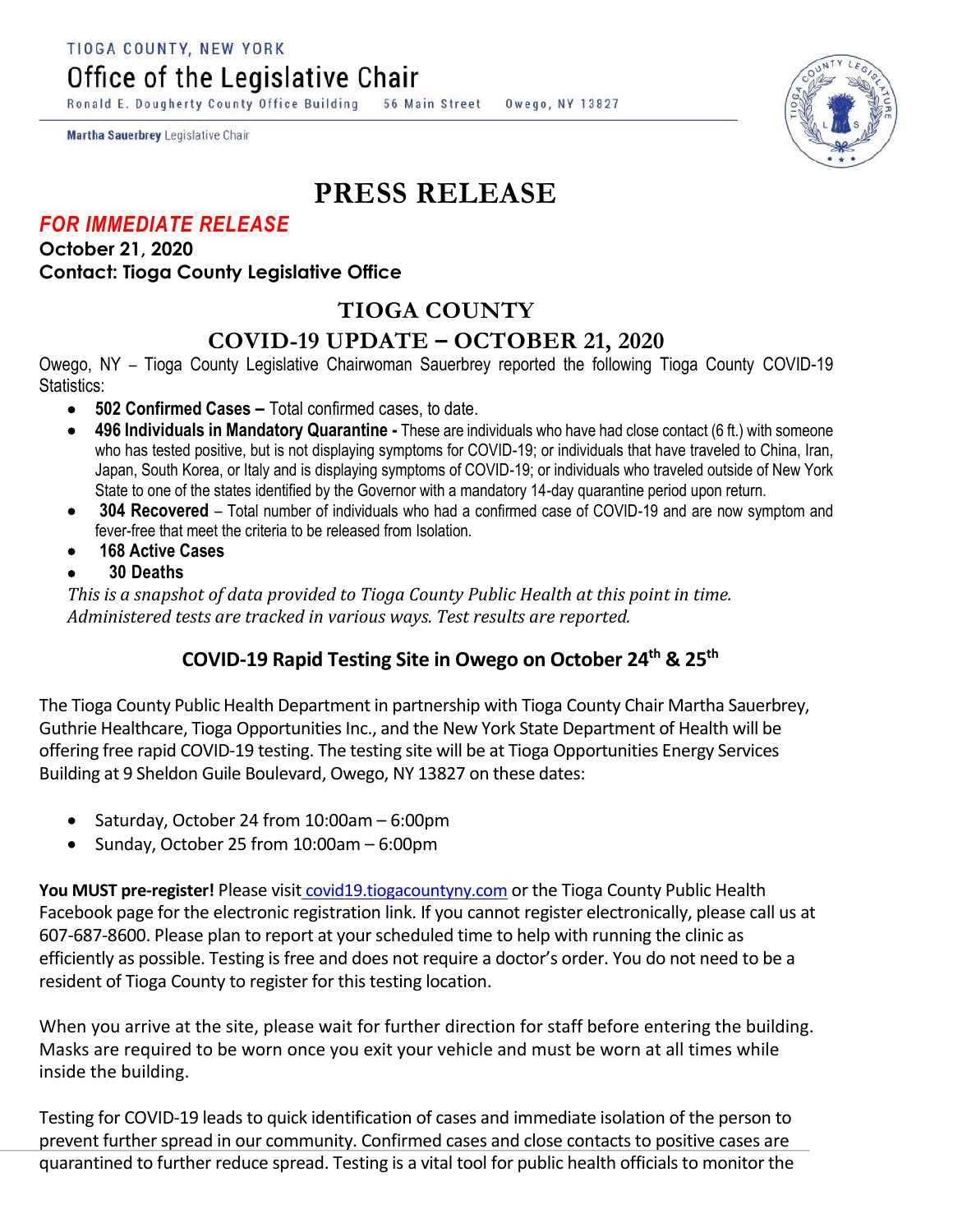TIOGA COUNTY, NEW YORK

# Office of the Legislative Chair

Ronald E. Dougherty County Office Building 56 Main Street Owego, NY 13827

**Martha Sauerbrey** Legislative Chair

# PRESS RELEASE

***FOR IMMEDIATE RELEASE***

**October 21, 2020**

**Contact: Tioga County Legislative Office**

## TIOGA COUNTY

## COVID-19 UPDATE – OCTOBER 21, 2020

Owego, NY – Tioga County Legislative Chairwoman Sauerbrey reported the following Tioga County COVID-19 Statistics:

- **502 Confirmed Cases –** Total confirmed cases, to date.
- **496 Individuals in Mandatory Quarantine -** These are individuals who have had close contact (6 ft.) with someone who has tested positive, but is not displaying symptoms for COVID-19; or individuals that have traveled to China, Iran, Japan, South Korea, or Italy and is displaying symptoms of COVID-19; or individuals who traveled outside of New York State to one of the states identified by the Governor with a mandatory 14-day quarantine period upon return.
- **304 Recovered** – Total number of individuals who had a confirmed case of COVID-19 and are now symptom and fever-free that meet the criteria to be released from Isolation.
- **168 Active Cases**
- **30 Deaths**

*This is a snapshot of data provided to Tioga County Public Health at this point in time. Administered tests are tracked in various ways. Test results are reported.*

### COVID-19 Rapid Testing Site in Owego on October 24th & 25th

The Tioga County Public Health Department in partnership with Tioga County Chair Martha Sauerbrey, Guthrie Healthcare, Tioga Opportunities Inc., and the New York State Department of Health will be offering free rapid COVID-19 testing. The testing site will be at Tioga Opportunities Energy Services Building at 9 Sheldon Guile Boulevard, Owego, NY 13827 on these dates:

- Saturday, October 24 from 10:00am – 6:00pm
- Sunday, October 25 from 10:00am – 6:00pm

**You MUST pre-register!** Please visit covid19.tiogacountyny.com or the Tioga County Public Health Facebook page for the electronic registration link. If you cannot register electronically, please call us at 607-687-8600. Please plan to report at your scheduled time to help with running the clinic as efficiently as possible. Testing is free and does not require a doctor's order. You do not need to be a resident of Tioga County to register for this testing location.

When you arrive at the site, please wait for further direction for staff before entering the building. Masks are required to be worn once you exit your vehicle and must be worn at all times while inside the building.

Testing for COVID-19 leads to quick identification of cases and immediate isolation of the person to prevent further spread in our community. Confirmed cases and close contacts to positive cases are quarantined to further reduce spread. Testing is a vital tool for public health officials to monitor the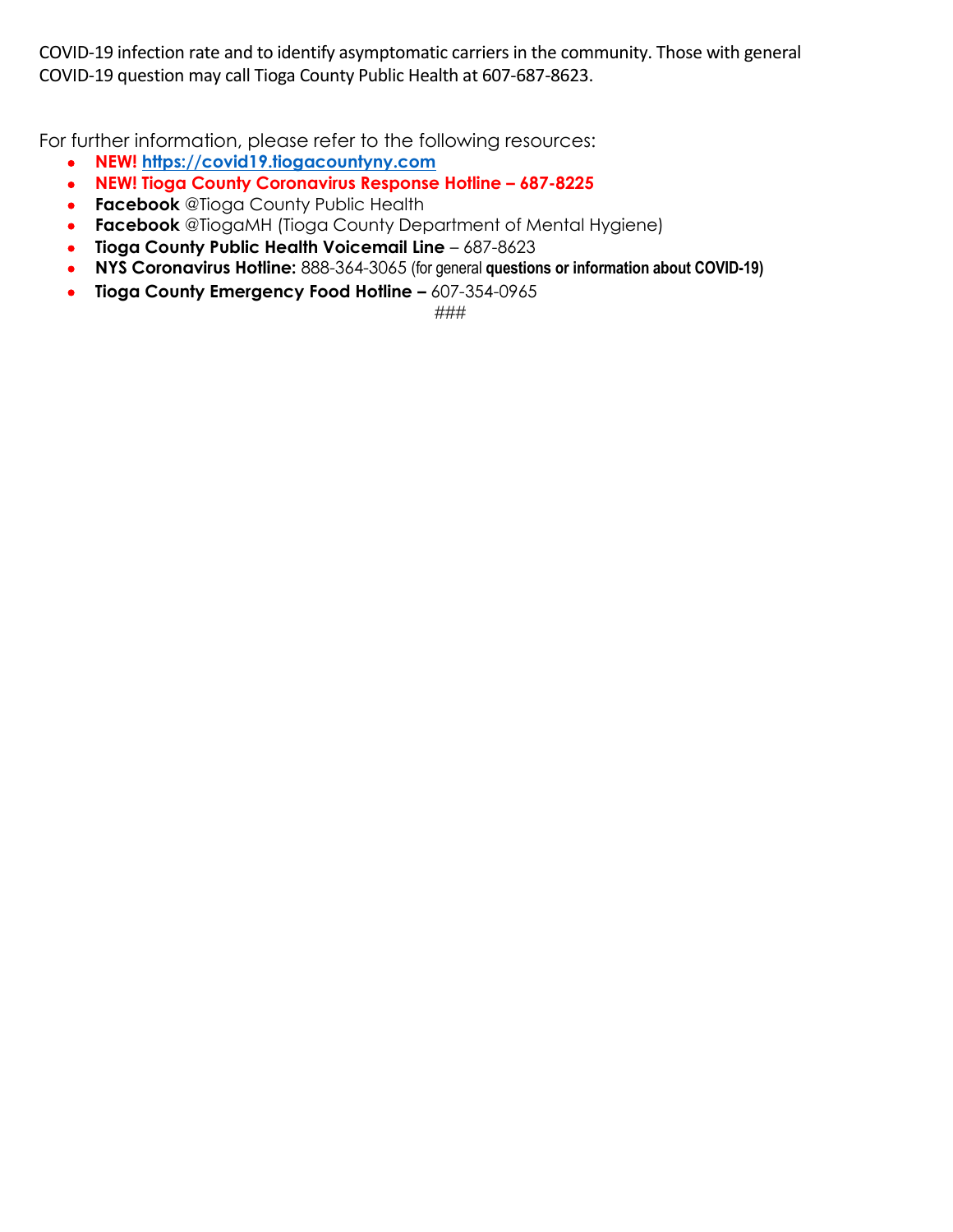COVID-19 infection rate and to identify asymptomatic carriers in the community. Those with general COVID-19 question may call Tioga County Public Health at 607-687-8623.

For further information, please refer to the following resources:

- **NEW! [https://covid19.tiogacountyny.com](https://covid19.tiogacountyny.com)**
- **NEW! Tioga County Coronavirus Response Hotline – 687-8225**
- **Facebook** @Tioga County Public Health
- **Facebook** @TiogaMH (Tioga County Department of Mental Hygiene)
- **Tioga County Public Health Voicemail Line** – 687-8623
- **NYS Coronavirus Hotline:** 888-364-3065 (for general **questions or information about COVID-19)**
- **Tioga County Emergency Food Hotline –** 607-354-0965

###